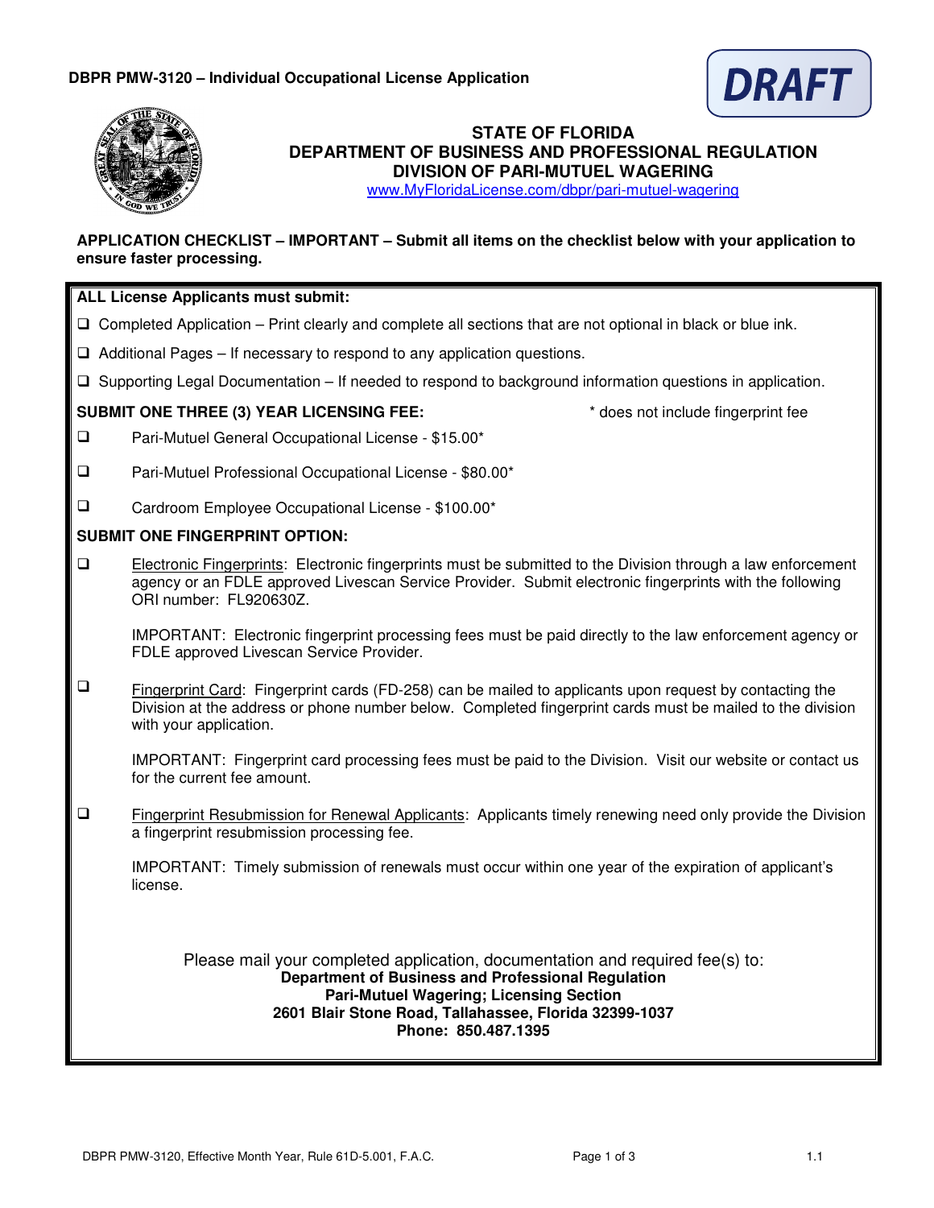**DBPR PMW-3120 – Individual Occupational License Application**

DRAFT

# STATE OF FLORIDA
## DEPARTMENT OF BUSINESS AND PROFESSIONAL REGULATION
## DIVISION OF PARI-MUTUEL WAGERING

www.MyFloridaLicense.com/dbpr/pari-mutuel-wagering

**APPLICATION CHECKLIST – IMPORTANT – Submit all items on the checklist below with your application to ensure faster processing.**

**ALL License Applicants must submit:**

- ❑ Completed Application – Print clearly and complete all sections that are not optional in black or blue ink.
- ❑ Additional Pages – If necessary to respond to any application questions.
- ❑ Supporting Legal Documentation – If needed to respond to background information questions in application.

**SUBMIT ONE THREE (3) YEAR LICENSING FEE:** * does not include fingerprint fee

- ❑ Pari-Mutuel General Occupational License - $15.00*
- ❑ Pari-Mutuel Professional Occupational License - $80.00*
- ❑ Cardroom Employee Occupational License - $100.00*

**SUBMIT ONE FINGERPRINT OPTION:**

- ❑ Electronic Fingerprints: Electronic fingerprints must be submitted to the Division through a law enforcement agency or an FDLE approved Livescan Service Provider. Submit electronic fingerprints with the following ORI number: FL920630Z.

  IMPORTANT: Electronic fingerprint processing fees must be paid directly to the law enforcement agency or FDLE approved Livescan Service Provider.

- ❑ Fingerprint Card: Fingerprint cards (FD-258) can be mailed to applicants upon request by contacting the Division at the address or phone number below. Completed fingerprint cards must be mailed to the division with your application.

  IMPORTANT: Fingerprint card processing fees must be paid to the Division. Visit our website or contact us for the current fee amount.

- ❑ Fingerprint Resubmission for Renewal Applicants: Applicants timely renewing need only provide the Division a fingerprint resubmission processing fee.

  IMPORTANT: Timely submission of renewals must occur within one year of the expiration of applicant's license.

Please mail your completed application, documentation and required fee(s) to:

**Department of Business and Professional Regulation**
**Pari-Mutuel Wagering; Licensing Section**
**2601 Blair Stone Road, Tallahassee, Florida 32399-1037**
**Phone: 850.487.1395**

DBPR PMW-3120, Effective Month Year, Rule 61D-5.001, F.A.C. — 1.1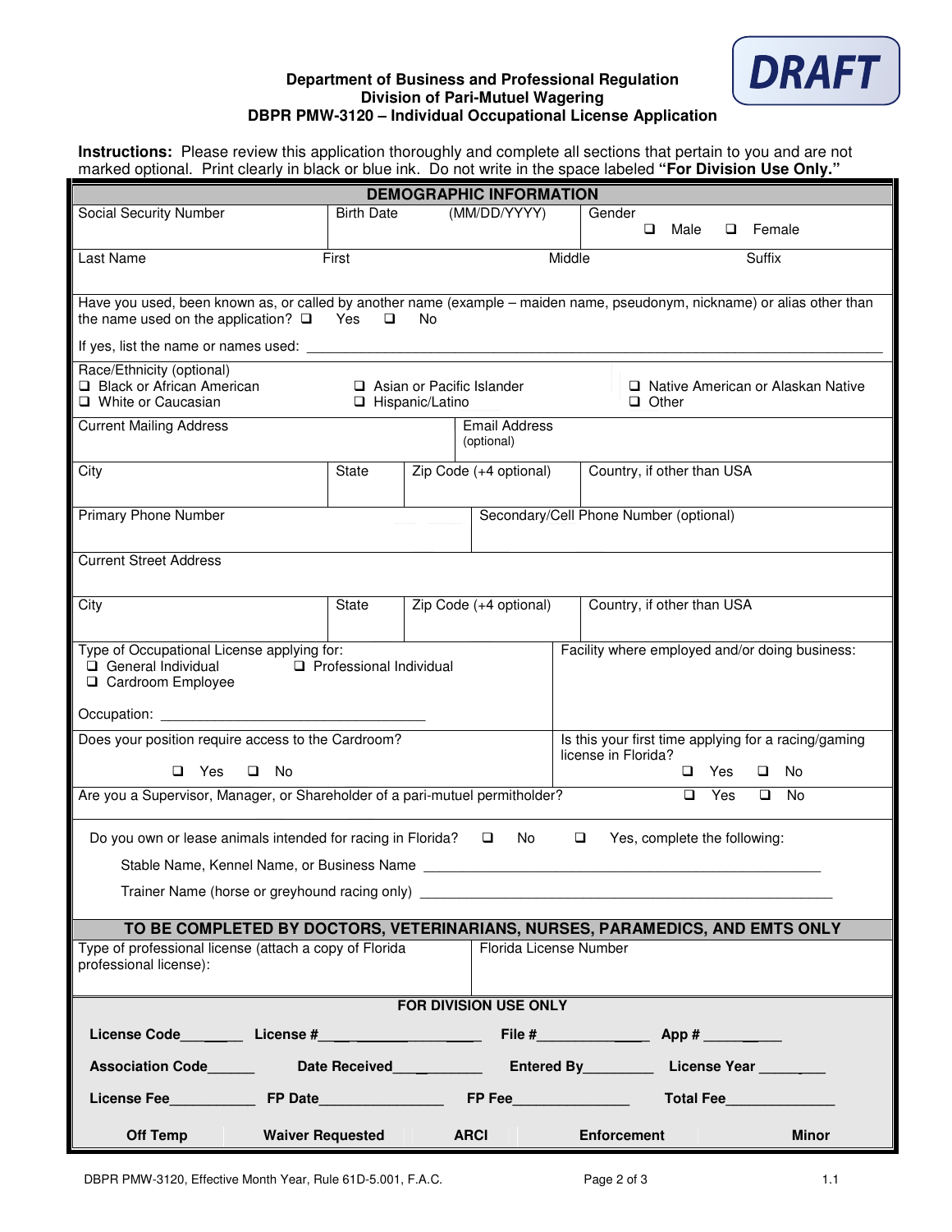DRAFT

**Department of Business and Professional Regulation**
**Division of Pari-Mutuel Wagering**
**DBPR PMW-3120 – Individual Occupational License Application**

**Instructions:** Please review this application thoroughly and complete all sections that pertain to you and are not marked optional. Print clearly in black or blue ink. Do not write in the space labeled **"For Division Use Only."**

## DEMOGRAPHIC INFORMATION

| Social Security Number | Birth Date (MM/DD/YYYY) | Gender ☐ Male ☐ Female |
|---|---|---|

| Last Name | First | Middle | Suffix |
|---|---|---|---|

Have you used, been known as, or called by another name (example – maiden name, pseudonym, nickname) or alias other than the name used on the application? ☐ Yes ☐ No

If yes, list the name or names used: ____________________

Race/Ethnicity (optional)
☐ Black or African American ☐ Asian or Pacific Islander ☐ Native American or Alaskan Native
☐ White or Caucasian ☐ Hispanic/Latino ☐ Other

| Current Mailing Address | Email Address (optional) |
|---|---|

| City | State | Zip Code (+4 optional) | Country, if other than USA |
|---|---|---|---|

| Primary Phone Number | Secondary/Cell Phone Number (optional) |
|---|---|

| Current Street Address |
|---|

| City | State | Zip Code (+4 optional) | Country, if other than USA |
|---|---|---|---|

Type of Occupational License applying for:
☐ General Individual ☐ Professional Individual
☐ Cardroom Employee

Occupation: ____________________

Facility where employed and/or doing business:

Does your position require access to the Cardroom? ☐ Yes ☐ No

Is this your first time applying for a racing/gaming license in Florida? ☐ Yes ☐ No

Are you a Supervisor, Manager, or Shareholder of a pari-mutuel permitholder? ☐ Yes ☐ No

Do you own or lease animals intended for racing in Florida? ☐ No ☐ Yes, complete the following:

Stable Name, Kennel Name, or Business Name ____________________

Trainer Name (horse or greyhound racing only) ____________________

## TO BE COMPLETED BY DOCTORS, VETERINARIANS, NURSES, PARAMEDICS, AND EMTS ONLY

| Type of professional license (attach a copy of Florida professional license): | Florida License Number |
|---|---|

## FOR DIVISION USE ONLY

**License Code**________ **License #**____________ **File #**____________ **App #** __________

**Association Code**______ **Date Received**__________ **Entered By**_________ **License Year** ________

**License Fee**___________ **FP Date**______________ **FP Fee**______________ **Total Fee**______________

| **Off Temp** | **Waiver Requested** | **ARCI** | **Enforcement** | **Minor** |
|---|---|---|---|---|

DBPR PMW-3120, Effective Month Year, Rule 61D-5.001, F.A.C. 1.1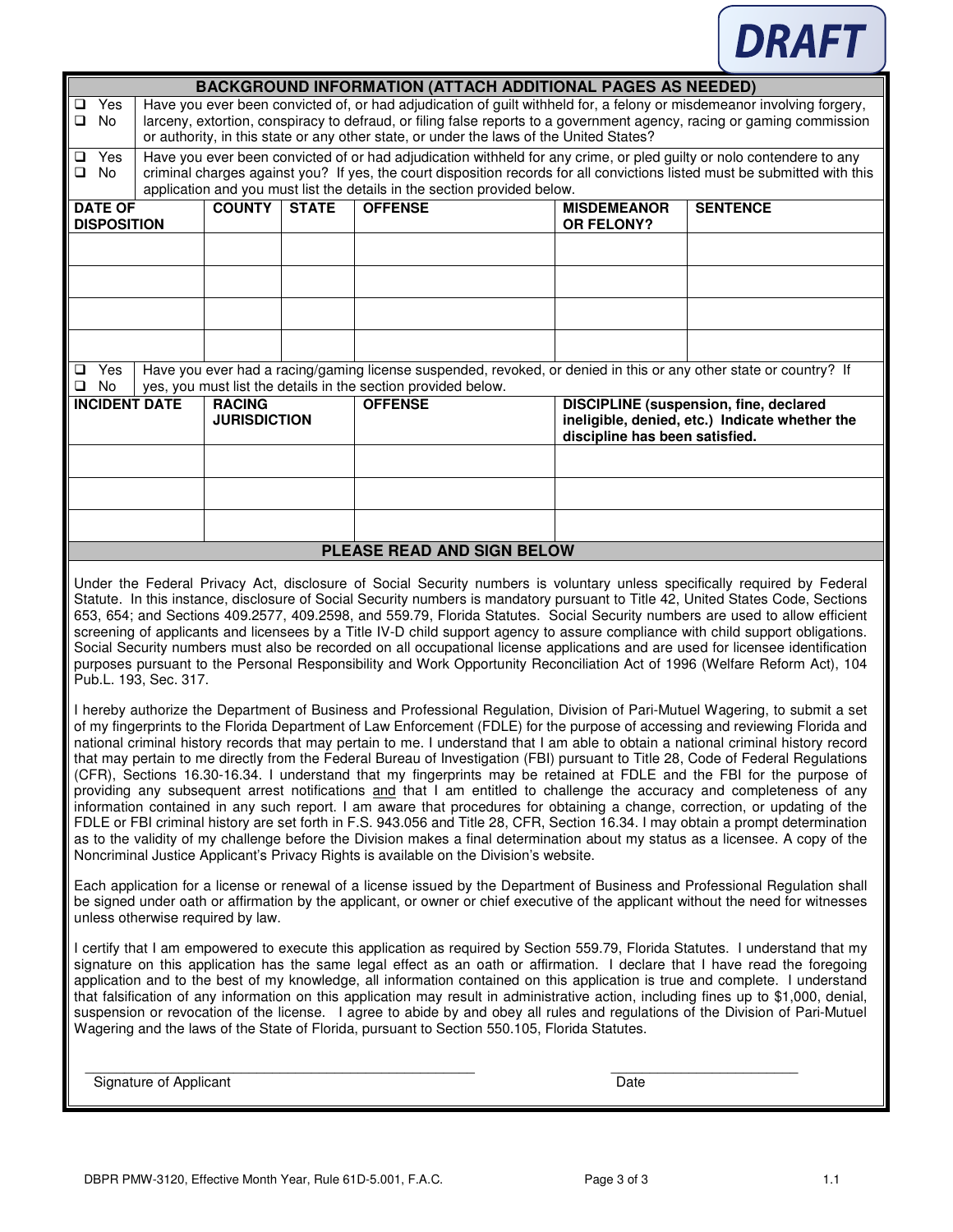DRAFT

## BACKGROUND INFORMATION (ATTACH ADDITIONAL PAGES AS NEEDED)

| | |
|---|---|
| ❑ Yes ❑ No | Have you ever been convicted of, or had adjudication of guilt withheld for, a felony or misdemeanor involving forgery, larceny, extortion, conspiracy to defraud, or filing false reports to a government agency, racing or gaming commission or authority, in this state or any other state, or under the laws of the United States? |
| ❑ Yes ❑ No | Have you ever been convicted of or had adjudication withheld for any crime, or pled guilty or nolo contendere to any criminal charges against you? If yes, the court disposition records for all convictions listed must be submitted with this application and you must list the details in the section provided below. |

| DATE OF DISPOSITION | COUNTY | STATE | OFFENSE | MISDEMEANOR OR FELONY? | SENTENCE |
|---|---|---|---|---|---|
| | | | | | |
| | | | | | |
| | | | | | |
| | | | | | |

| | |
|---|---|
| ❑ Yes ❑ No | Have you ever had a racing/gaming license suspended, revoked, or denied in this or any other state or country? If yes, you must list the details in the section provided below. |

| INCIDENT DATE | RACING JURISDICTION | OFFENSE | DISCIPLINE (suspension, fine, declared ineligible, denied, etc.) Indicate whether the discipline has been satisfied. |
|---|---|---|---|
| | | | |
| | | | |
| | | | |

## PLEASE READ AND SIGN BELOW

Under the Federal Privacy Act, disclosure of Social Security numbers is voluntary unless specifically required by Federal Statute. In this instance, disclosure of Social Security numbers is mandatory pursuant to Title 42, United States Code, Sections 653, 654; and Sections 409.2577, 409.2598, and 559.79, Florida Statutes. Social Security numbers are used to allow efficient screening of applicants and licensees by a Title IV-D child support agency to assure compliance with child support obligations. Social Security numbers must also be recorded on all occupational license applications and are used for licensee identification purposes pursuant to the Personal Responsibility and Work Opportunity Reconciliation Act of 1996 (Welfare Reform Act), 104 Pub.L. 193, Sec. 317.

I hereby authorize the Department of Business and Professional Regulation, Division of Pari-Mutuel Wagering, to submit a set of my fingerprints to the Florida Department of Law Enforcement (FDLE) for the purpose of accessing and reviewing Florida and national criminal history records that may pertain to me. I understand that I am able to obtain a national criminal history record that may pertain to me directly from the Federal Bureau of Investigation (FBI) pursuant to Title 28, Code of Federal Regulations (CFR), Sections 16.30-16.34. I understand that my fingerprints may be retained at FDLE and the FBI for the purpose of providing any subsequent arrest notifications and that I am entitled to challenge the accuracy and completeness of any information contained in any such report. I am aware that procedures for obtaining a change, correction, or updating of the FDLE or FBI criminal history are set forth in F.S. 943.056 and Title 28, CFR, Section 16.34. I may obtain a prompt determination as to the validity of my challenge before the Division makes a final determination about my status as a licensee. A copy of the Noncriminal Justice Applicant's Privacy Rights is available on the Division's website.

Each application for a license or renewal of a license issued by the Department of Business and Professional Regulation shall be signed under oath or affirmation by the applicant, or owner or chief executive of the applicant without the need for witnesses unless otherwise required by law.

I certify that I am empowered to execute this application as required by Section 559.79, Florida Statutes. I understand that my signature on this application has the same legal effect as an oath or affirmation. I declare that I have read the foregoing application and to the best of my knowledge, all information contained on this application is true and complete. I understand that falsification of any information on this application may result in administrative action, including fines up to $1,000, denial, suspension or revocation of the license. I agree to abide by and obey all rules and regulations of the Division of Pari-Mutuel Wagering and the laws of the State of Florida, pursuant to Section 550.105, Florida Statutes.

_______________________________________ Signature of Applicant

_______________________ Date

DBPR PMW-3120, Effective Month Year, Rule 61D-5.001, F.A.C. 1.1